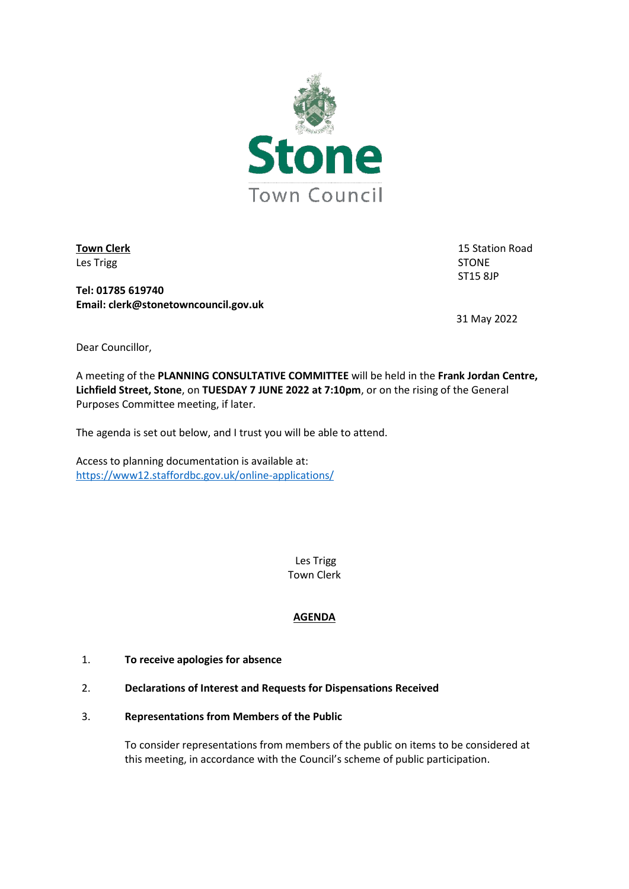# Stone Town Council

**Town Clerk**
Les Trigg

15 Station Road
STONE
ST15 8JP

**Tel: 01785 619740**
**Email: clerk@stonetowncouncil.gov.uk**

31 May 2022

Dear Councillor,

A meeting of the **PLANNING CONSULTATIVE COMMITTEE** will be held in the **Frank Jordan Centre, Lichfield Street, Stone**, on **TUESDAY 7 JUNE 2022 at 7:10pm**, or on the rising of the General Purposes Committee meeting, if later.

The agenda is set out below, and I trust you will be able to attend.

Access to planning documentation is available at:
https://www12.staffordbc.gov.uk/online-applications/

Les Trigg
Town Clerk

## AGENDA

1. **To receive apologies for absence**

2. **Declarations of Interest and Requests for Dispensations Received**

3. **Representations from Members of the Public**

   To consider representations from members of the public on items to be considered at this meeting, in accordance with the Council's scheme of public participation.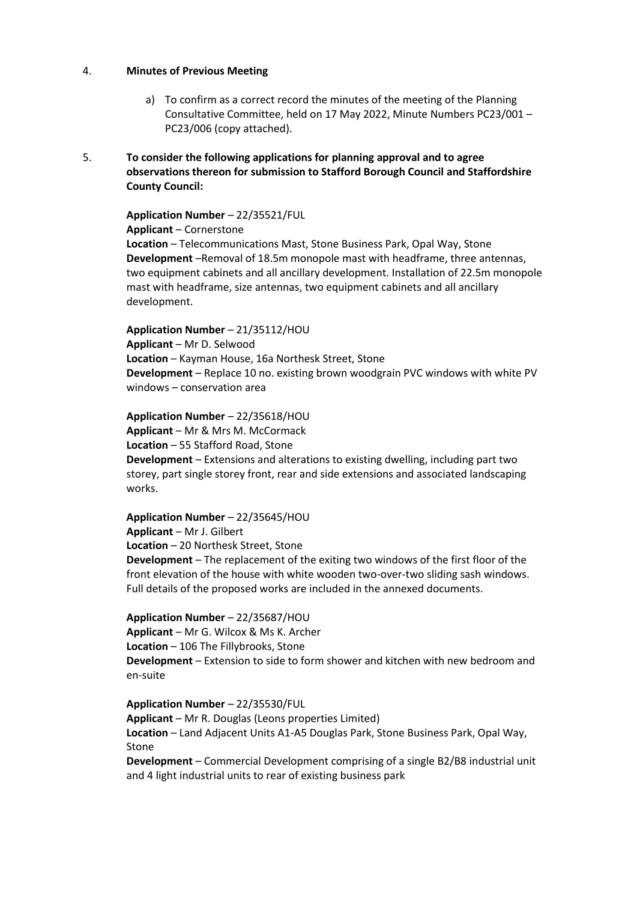4. **Minutes of Previous Meeting**

   a) To confirm as a correct record the minutes of the meeting of the Planning Consultative Committee, held on 17 May 2022, Minute Numbers PC23/001 – PC23/006 (copy attached).

5. **To consider the following applications for planning approval and to agree observations thereon for submission to Stafford Borough Council and Staffordshire County Council:**

**Application Number** – 22/35521/FUL
**Applicant** – Cornerstone
**Location** – Telecommunications Mast, Stone Business Park, Opal Way, Stone
**Development** –Removal of 18.5m monopole mast with headframe, three antennas, two equipment cabinets and all ancillary development. Installation of 22.5m monopole mast with headframe, size antennas, two equipment cabinets and all ancillary development.

**Application Number** – 21/35112/HOU
**Applicant** – Mr D. Selwood
**Location** – Kayman House, 16a Northesk Street, Stone
**Development** – Replace 10 no. existing brown woodgrain PVC windows with white PV windows – conservation area

**Application Number** – 22/35618/HOU
**Applicant** – Mr & Mrs M. McCormack
**Location** – 55 Stafford Road, Stone
**Development** – Extensions and alterations to existing dwelling, including part two storey, part single storey front, rear and side extensions and associated landscaping works.

**Application Number** – 22/35645/HOU
**Applicant** – Mr J. Gilbert
**Location** – 20 Northesk Street, Stone
**Development** – The replacement of the exiting two windows of the first floor of the front elevation of the house with white wooden two-over-two sliding sash windows. Full details of the proposed works are included in the annexed documents.

**Application Number** – 22/35687/HOU
**Applicant** – Mr G. Wilcox & Ms K. Archer
**Location** – 106 The Fillybrooks, Stone
**Development** – Extension to side to form shower and kitchen with new bedroom and en-suite

**Application Number** – 22/35530/FUL
**Applicant** – Mr R. Douglas (Leons properties Limited)
**Location** – Land Adjacent Units A1-A5 Douglas Park, Stone Business Park, Opal Way, Stone
**Development** – Commercial Development comprising of a single B2/B8 industrial unit and 4 light industrial units to rear of existing business park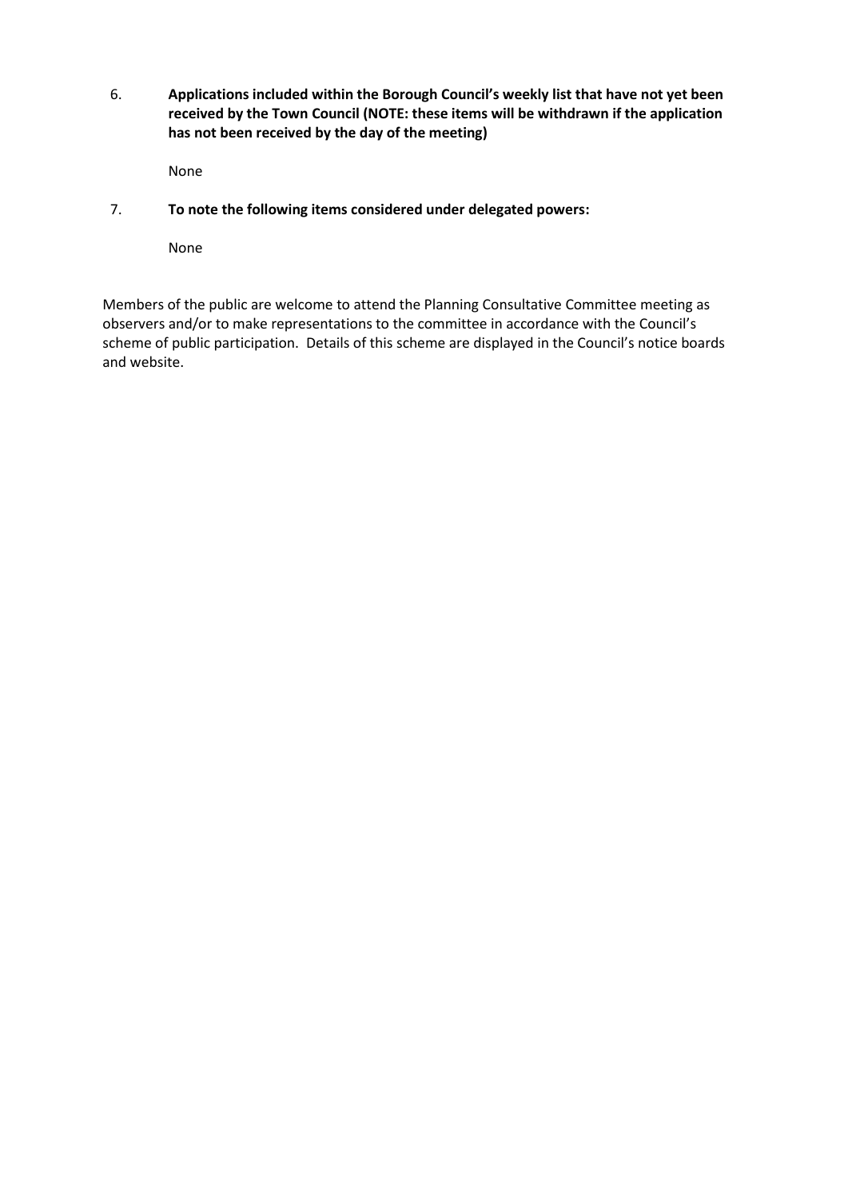6. **Applications included within the Borough Council's weekly list that have not yet been received by the Town Council (NOTE: these items will be withdrawn if the application has not been received by the day of the meeting)**

   None

7. **To note the following items considered under delegated powers:**

   None

Members of the public are welcome to attend the Planning Consultative Committee meeting as observers and/or to make representations to the committee in accordance with the Council's scheme of public participation. Details of this scheme are displayed in the Council's notice boards and website.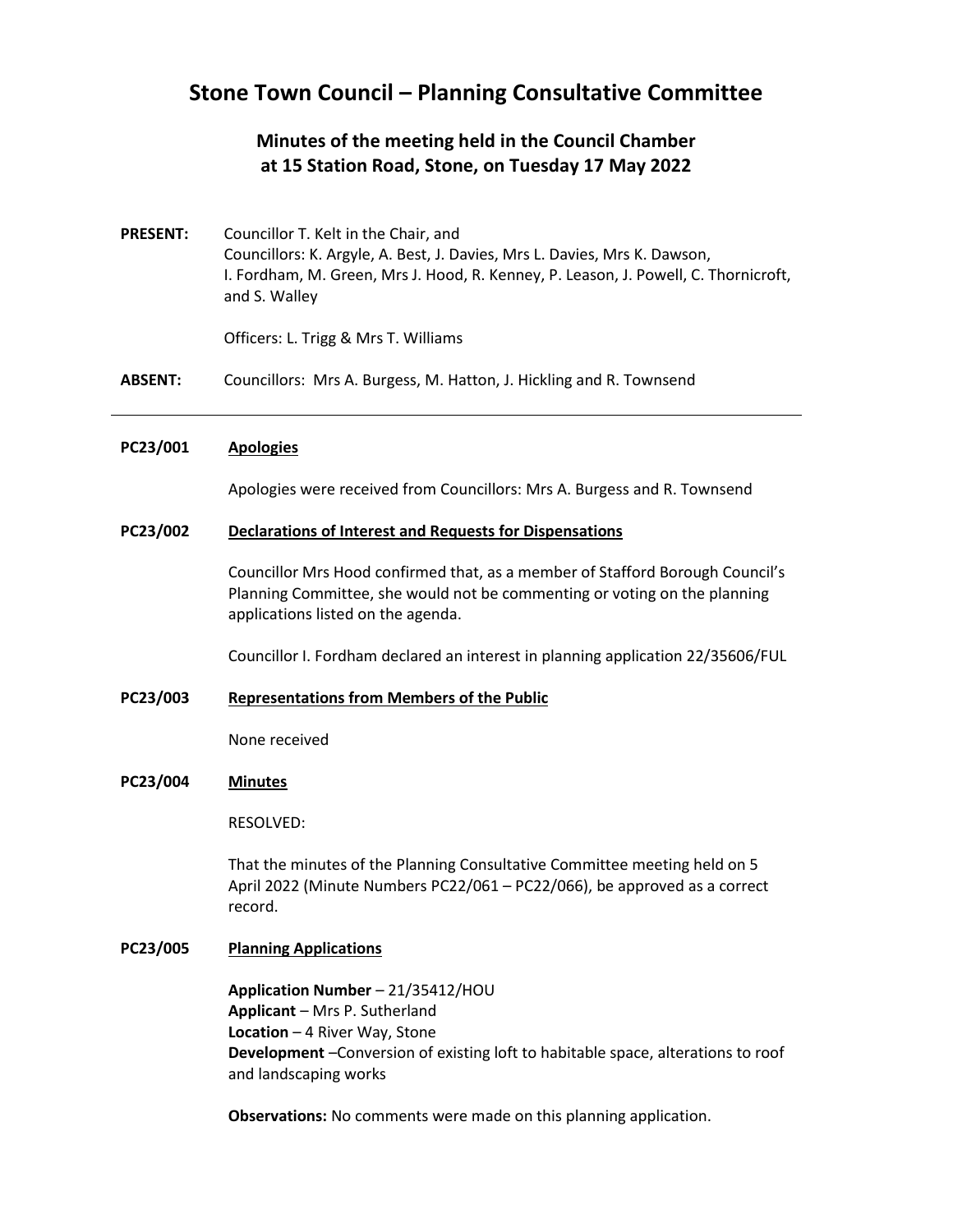# Stone Town Council – Planning Consultative Committee

## Minutes of the meeting held in the Council Chamber at 15 Station Road, Stone, on Tuesday 17 May 2022

**PRESENT:** Councillor T. Kelt in the Chair, and
Councillors: K. Argyle, A. Best, J. Davies, Mrs L. Davies, Mrs K. Dawson, I. Fordham, M. Green, Mrs J. Hood, R. Kenney, P. Leason, J. Powell, C. Thornicroft, and S. Walley

Officers: L. Trigg & Mrs T. Williams

**ABSENT:** Councillors: Mrs A. Burgess, M. Hatton, J. Hickling and R. Townsend

---

**PC23/001** **Apologies**

Apologies were received from Councillors: Mrs A. Burgess and R. Townsend

**PC23/002** **Declarations of Interest and Requests for Dispensations**

Councillor Mrs Hood confirmed that, as a member of Stafford Borough Council's Planning Committee, she would not be commenting or voting on the planning applications listed on the agenda.

Councillor I. Fordham declared an interest in planning application 22/35606/FUL

**PC23/003** **Representations from Members of the Public**

None received

**PC23/004** **Minutes**

RESOLVED:

That the minutes of the Planning Consultative Committee meeting held on 5 April 2022 (Minute Numbers PC22/061 – PC22/066), be approved as a correct record.

**PC23/005** **Planning Applications**

**Application Number** – 21/35412/HOU
**Applicant** – Mrs P. Sutherland
**Location** – 4 River Way, Stone
**Development** –Conversion of existing loft to habitable space, alterations to roof and landscaping works

**Observations:** No comments were made on this planning application.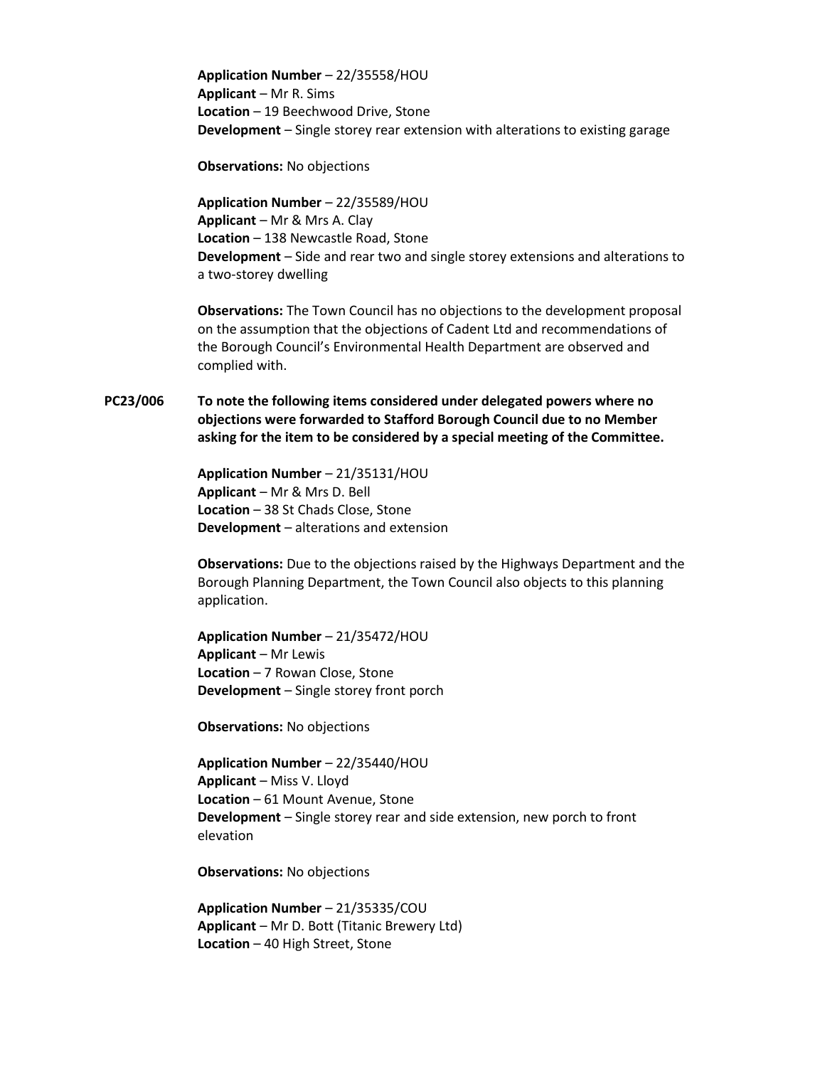**Application Number** – 22/35558/HOU
**Applicant** – Mr R. Sims
**Location** – 19 Beechwood Drive, Stone
**Development** – Single storey rear extension with alterations to existing garage

**Observations:** No objections

**Application Number** – 22/35589/HOU
**Applicant** – Mr & Mrs A. Clay
**Location** – 138 Newcastle Road, Stone
**Development** – Side and rear two and single storey extensions and alterations to a two-storey dwelling

**Observations:** The Town Council has no objections to the development proposal on the assumption that the objections of Cadent Ltd and recommendations of the Borough Council's Environmental Health Department are observed and complied with.

**PC23/006 To note the following items considered under delegated powers where no objections were forwarded to Stafford Borough Council due to no Member asking for the item to be considered by a special meeting of the Committee.**

**Application Number** – 21/35131/HOU
**Applicant** – Mr & Mrs D. Bell
**Location** – 38 St Chads Close, Stone
**Development** – alterations and extension

**Observations:** Due to the objections raised by the Highways Department and the Borough Planning Department, the Town Council also objects to this planning application.

**Application Number** – 21/35472/HOU
**Applicant** – Mr Lewis
**Location** – 7 Rowan Close, Stone
**Development** – Single storey front porch

**Observations:** No objections

**Application Number** – 22/35440/HOU
**Applicant** – Miss V. Lloyd
**Location** – 61 Mount Avenue, Stone
**Development** – Single storey rear and side extension, new porch to front elevation

**Observations:** No objections

**Application Number** – 21/35335/COU
**Applicant** – Mr D. Bott (Titanic Brewery Ltd)
**Location** – 40 High Street, Stone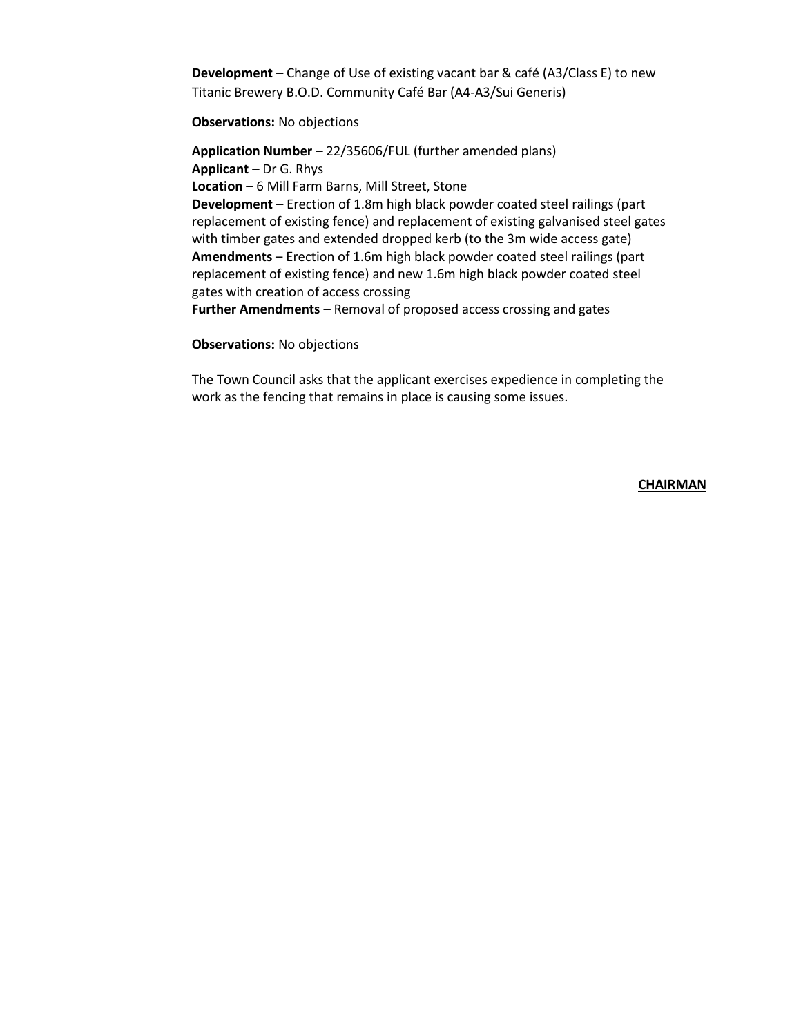**Development** – Change of Use of existing vacant bar & café (A3/Class E) to new Titanic Brewery B.O.D. Community Café Bar (A4-A3/Sui Generis)

**Observations:** No objections

**Application Number** – 22/35606/FUL (further amended plans)
**Applicant** – Dr G. Rhys
**Location** – 6 Mill Farm Barns, Mill Street, Stone
**Development** – Erection of 1.8m high black powder coated steel railings (part replacement of existing fence) and replacement of existing galvanised steel gates with timber gates and extended dropped kerb (to the 3m wide access gate)
**Amendments** – Erection of 1.6m high black powder coated steel railings (part replacement of existing fence) and new 1.6m high black powder coated steel gates with creation of access crossing
**Further Amendments** – Removal of proposed access crossing and gates

**Observations:** No objections

The Town Council asks that the applicant exercises expedience in completing the work as the fencing that remains in place is causing some issues.

**CHAIRMAN**